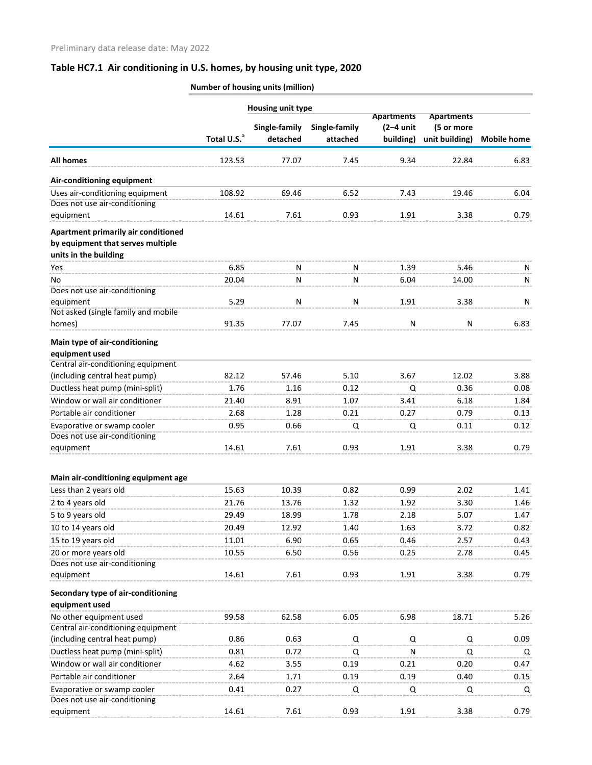Preliminary data release date: May 2022

## Table HC7.1 Air conditioning in U.S. homes, by housing unit type, 2020

| | Number of housing units (million) | | | | | |
|---|---|---|---|---|---|---|
| | | Housing unit type | | | | |
| | Total U.S.[a] | Single-family detached | Single-family attached | Apartments (2–4 unit building) | Apartments (5 or more unit building) | Mobile home |
| **All homes** | 123.53 | 77.07 | 7.45 | 9.34 | 22.84 | 6.83 |
| **Air-conditioning equipment** | | | | | | |
| Uses air-conditioning equipment | 108.92 | 69.46 | 6.52 | 7.43 | 19.46 | 6.04 |
| Does not use air-conditioning equipment | 14.61 | 7.61 | 0.93 | 1.91 | 3.38 | 0.79 |
| **Apartment primarily air conditioned by equipment that serves multiple units in the building** | | | | | | |
| Yes | 6.85 | N | N | 1.39 | 5.46 | N |
| No | 20.04 | N | N | 6.04 | 14.00 | N |
| Does not use air-conditioning equipment | 5.29 | N | N | 1.91 | 3.38 | N |
| Not asked (single family and mobile homes) | 91.35 | 77.07 | 7.45 | N | N | 6.83 |
| **Main type of air-conditioning equipment used** | | | | | | |
| Central air-conditioning equipment (including central heat pump) | 82.12 | 57.46 | 5.10 | 3.67 | 12.02 | 3.88 |
| Ductless heat pump (mini-split) | 1.76 | 1.16 | 0.12 | Q | 0.36 | 0.08 |
| Window or wall air conditioner | 21.40 | 8.91 | 1.07 | 3.41 | 6.18 | 1.84 |
| Portable air conditioner | 2.68 | 1.28 | 0.21 | 0.27 | 0.79 | 0.13 |
| Evaporative or swamp cooler | 0.95 | 0.66 | Q | Q | 0.11 | 0.12 |
| Does not use air-conditioning equipment | 14.61 | 7.61 | 0.93 | 1.91 | 3.38 | 0.79 |
| **Main air-conditioning equipment age** | | | | | | |
| Less than 2 years old | 15.63 | 10.39 | 0.82 | 0.99 | 2.02 | 1.41 |
| 2 to 4 years old | 21.76 | 13.76 | 1.32 | 1.92 | 3.30 | 1.46 |
| 5 to 9 years old | 29.49 | 18.99 | 1.78 | 2.18 | 5.07 | 1.47 |
| 10 to 14 years old | 20.49 | 12.92 | 1.40 | 1.63 | 3.72 | 0.82 |
| 15 to 19 years old | 11.01 | 6.90 | 0.65 | 0.46 | 2.57 | 0.43 |
| 20 or more years old | 10.55 | 6.50 | 0.56 | 0.25 | 2.78 | 0.45 |
| Does not use air-conditioning equipment | 14.61 | 7.61 | 0.93 | 1.91 | 3.38 | 0.79 |
| **Secondary type of air-conditioning equipment used** | | | | | | |
| No other equipment used | 99.58 | 62.58 | 6.05 | 6.98 | 18.71 | 5.26 |
| Central air-conditioning equipment (including central heat pump) | 0.86 | 0.63 | Q | Q | Q | 0.09 |
| Ductless heat pump (mini-split) | 0.81 | 0.72 | Q | N | Q | Q |
| Window or wall air conditioner | 4.62 | 3.55 | 0.19 | 0.21 | 0.20 | 0.47 |
| Portable air conditioner | 2.64 | 1.71 | 0.19 | 0.19 | 0.40 | 0.15 |
| Evaporative or swamp cooler | 0.41 | 0.27 | Q | Q | Q | Q |
| Does not use air-conditioning equipment | 14.61 | 7.61 | 0.93 | 1.91 | 3.38 | 0.79 |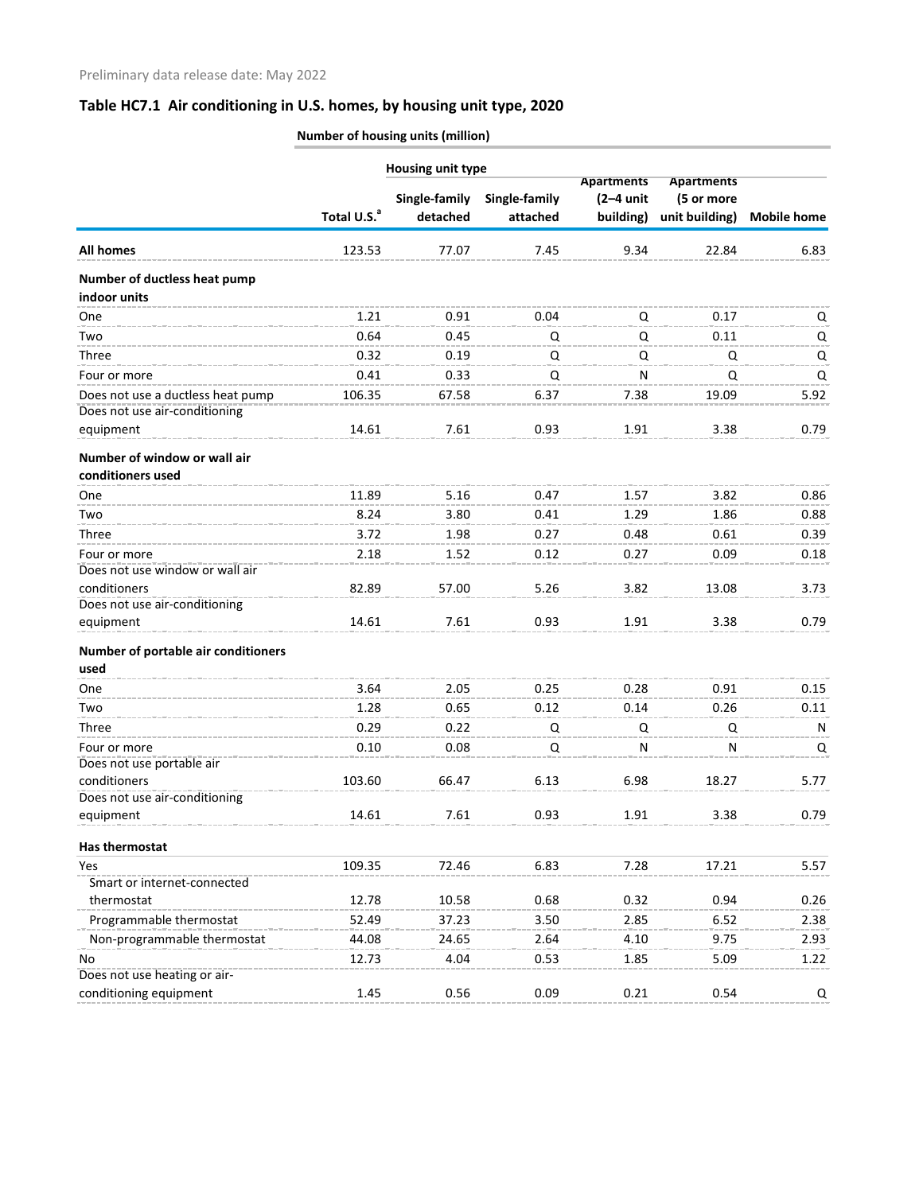Preliminary data release date: May 2022

## Table HC7.1 Air conditioning in U.S. homes, by housing unit type, 2020

| | Number of housing units (million) | | | | | |
|---|---|---|---|---|---|---|
| | | Housing unit type | | | | |
| | Total U.S.[a] | Single-family detached | Single-family attached | Apartments (2–4 unit building) | Apartments (5 or more unit building) | Mobile home |
| **All homes** | 123.53 | 77.07 | 7.45 | 9.34 | 22.84 | 6.83 |
| **Number of ductless heat pump indoor units** | | | | | | |
| One | 1.21 | 0.91 | 0.04 | Q | 0.17 | Q |
| Two | 0.64 | 0.45 | Q | Q | 0.11 | Q |
| Three | 0.32 | 0.19 | Q | Q | Q | Q |
| Four or more | 0.41 | 0.33 | Q | N | Q | Q |
| Does not use a ductless heat pump | 106.35 | 67.58 | 6.37 | 7.38 | 19.09 | 5.92 |
| Does not use air-conditioning equipment | 14.61 | 7.61 | 0.93 | 1.91 | 3.38 | 0.79 |
| **Number of window or wall air conditioners used** | | | | | | |
| One | 11.89 | 5.16 | 0.47 | 1.57 | 3.82 | 0.86 |
| Two | 8.24 | 3.80 | 0.41 | 1.29 | 1.86 | 0.88 |
| Three | 3.72 | 1.98 | 0.27 | 0.48 | 0.61 | 0.39 |
| Four or more | 2.18 | 1.52 | 0.12 | 0.27 | 0.09 | 0.18 |
| Does not use window or wall air conditioners | 82.89 | 57.00 | 5.26 | 3.82 | 13.08 | 3.73 |
| Does not use air-conditioning equipment | 14.61 | 7.61 | 0.93 | 1.91 | 3.38 | 0.79 |
| **Number of portable air conditioners used** | | | | | | |
| One | 3.64 | 2.05 | 0.25 | 0.28 | 0.91 | 0.15 |
| Two | 1.28 | 0.65 | 0.12 | 0.14 | 0.26 | 0.11 |
| Three | 0.29 | 0.22 | Q | Q | Q | N |
| Four or more | 0.10 | 0.08 | Q | N | N | Q |
| Does not use portable air conditioners | 103.60 | 66.47 | 6.13 | 6.98 | 18.27 | 5.77 |
| Does not use air-conditioning equipment | 14.61 | 7.61 | 0.93 | 1.91 | 3.38 | 0.79 |
| **Has thermostat** | | | | | | |
| Yes | 109.35 | 72.46 | 6.83 | 7.28 | 17.21 | 5.57 |
| Smart or internet-connected thermostat | 12.78 | 10.58 | 0.68 | 0.32 | 0.94 | 0.26 |
| Programmable thermostat | 52.49 | 37.23 | 3.50 | 2.85 | 6.52 | 2.38 |
| Non-programmable thermostat | 44.08 | 24.65 | 2.64 | 4.10 | 9.75 | 2.93 |
| No | 12.73 | 4.04 | 0.53 | 1.85 | 5.09 | 1.22 |
| Does not use heating or air-conditioning equipment | 1.45 | 0.56 | 0.09 | 0.21 | 0.54 | Q |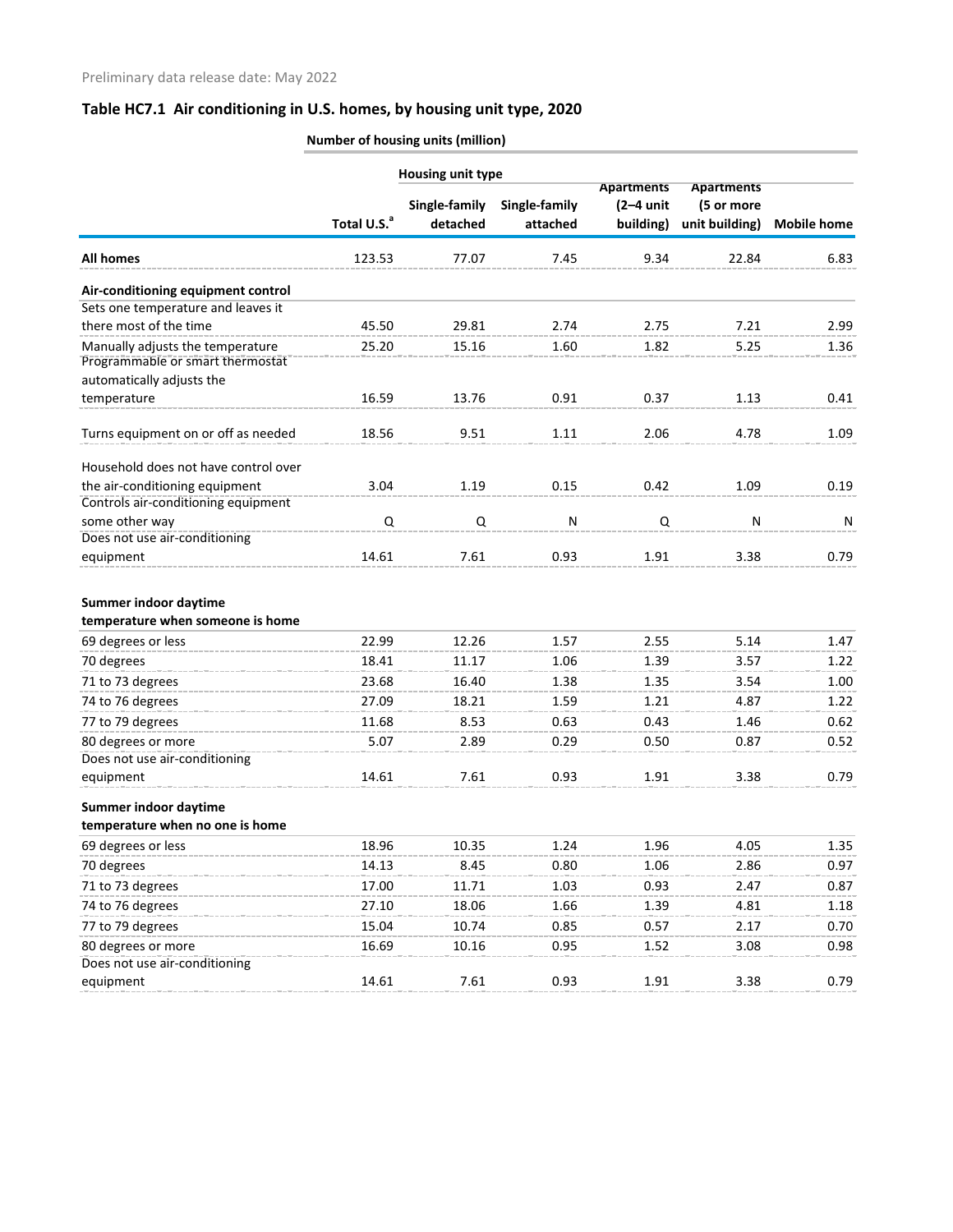Preliminary data release date: May 2022

## Table HC7.1 Air conditioning in U.S. homes, by housing unit type, 2020

| | Number of housing units (million) | | | | | |
|---|---|---|---|---|---|---|
| | | Housing unit type | | | | |
| | Total U.S.[a] | Single-family detached | Single-family attached | Apartments (2–4 unit building) | Apartments (5 or more unit building) | Mobile home |
| **All homes** | 123.53 | 77.07 | 7.45 | 9.34 | 22.84 | 6.83 |
| **Air-conditioning equipment control** | | | | | | |
| Sets one temperature and leaves it there most of the time | 45.50 | 29.81 | 2.74 | 2.75 | 7.21 | 2.99 |
| Manually adjusts the temperature | 25.20 | 15.16 | 1.60 | 1.82 | 5.25 | 1.36 |
| Programmable or smart thermostat automatically adjusts the temperature | 16.59 | 13.76 | 0.91 | 0.37 | 1.13 | 0.41 |
| Turns equipment on or off as needed | 18.56 | 9.51 | 1.11 | 2.06 | 4.78 | 1.09 |
| Household does not have control over the air-conditioning equipment | 3.04 | 1.19 | 0.15 | 0.42 | 1.09 | 0.19 |
| Controls air-conditioning equipment some other way | Q | Q | N | Q | N | N |
| Does not use air-conditioning equipment | 14.61 | 7.61 | 0.93 | 1.91 | 3.38 | 0.79 |
| **Summer indoor daytime temperature when someone is home** | | | | | | |
| 69 degrees or less | 22.99 | 12.26 | 1.57 | 2.55 | 5.14 | 1.47 |
| 70 degrees | 18.41 | 11.17 | 1.06 | 1.39 | 3.57 | 1.22 |
| 71 to 73 degrees | 23.68 | 16.40 | 1.38 | 1.35 | 3.54 | 1.00 |
| 74 to 76 degrees | 27.09 | 18.21 | 1.59 | 1.21 | 4.87 | 1.22 |
| 77 to 79 degrees | 11.68 | 8.53 | 0.63 | 0.43 | 1.46 | 0.62 |
| 80 degrees or more | 5.07 | 2.89 | 0.29 | 0.50 | 0.87 | 0.52 |
| Does not use air-conditioning equipment | 14.61 | 7.61 | 0.93 | 1.91 | 3.38 | 0.79 |
| **Summer indoor daytime temperature when no one is home** | | | | | | |
| 69 degrees or less | 18.96 | 10.35 | 1.24 | 1.96 | 4.05 | 1.35 |
| 70 degrees | 14.13 | 8.45 | 0.80 | 1.06 | 2.86 | 0.97 |
| 71 to 73 degrees | 17.00 | 11.71 | 1.03 | 0.93 | 2.47 | 0.87 |
| 74 to 76 degrees | 27.10 | 18.06 | 1.66 | 1.39 | 4.81 | 1.18 |
| 77 to 79 degrees | 15.04 | 10.74 | 0.85 | 0.57 | 2.17 | 0.70 |
| 80 degrees or more | 16.69 | 10.16 | 0.95 | 1.52 | 3.08 | 0.98 |
| Does not use air-conditioning equipment | 14.61 | 7.61 | 0.93 | 1.91 | 3.38 | 0.79 |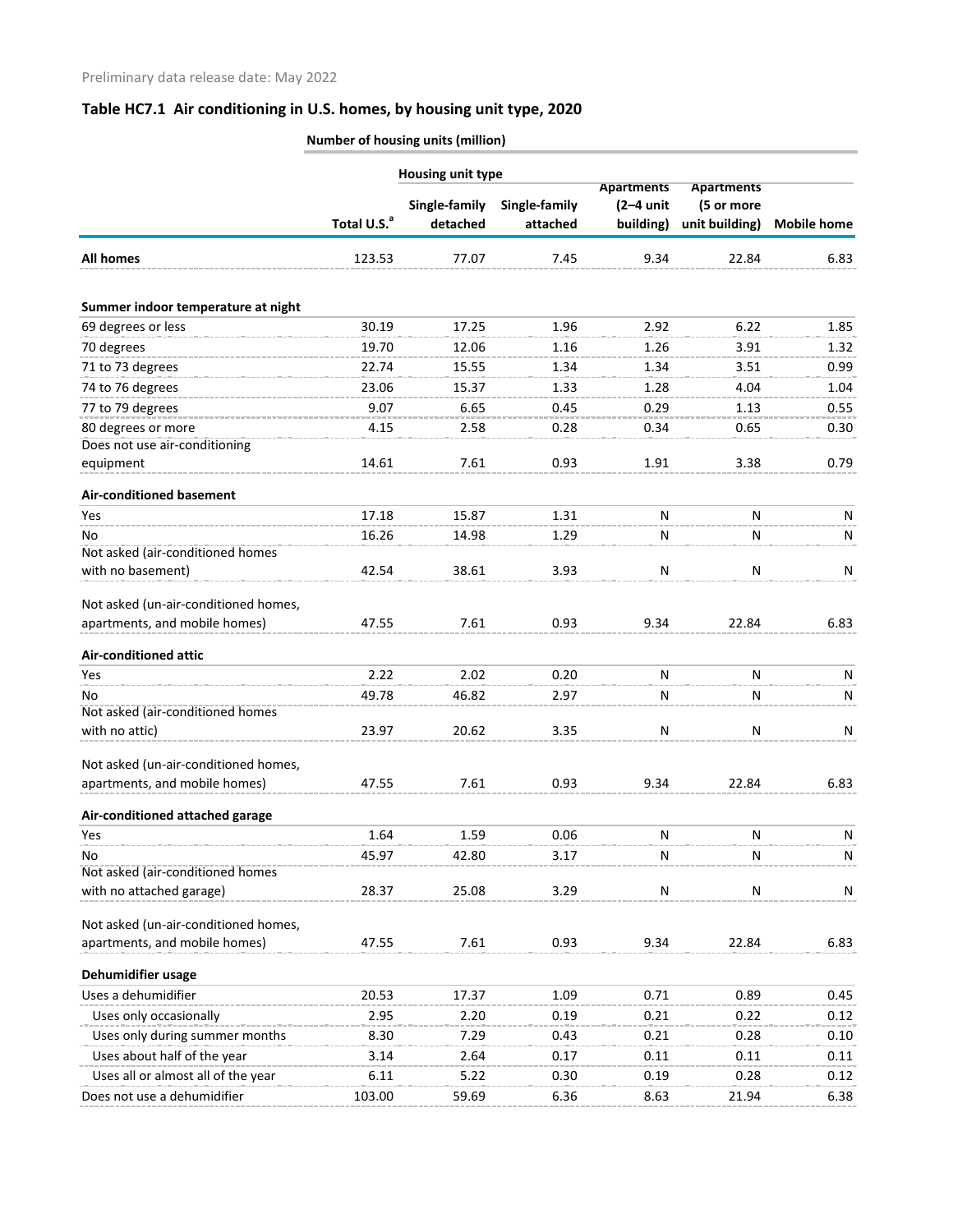Preliminary data release date: May 2022

## Table HC7.1 Air conditioning in U.S. homes, by housing unit type, 2020

| | Number of housing units (million) | | | | | |
|---|---|---|---|---|---|---|
| | | Housing unit type | | | | |
| | Total U.S.[a] | Single-family detached | Single-family attached | Apartments (2–4 unit building) | Apartments (5 or more unit building) | Mobile home |
| **All homes** | 123.53 | 77.07 | 7.45 | 9.34 | 22.84 | 6.83 |
| **Summer indoor temperature at night** | | | | | | |
| 69 degrees or less | 30.19 | 17.25 | 1.96 | 2.92 | 6.22 | 1.85 |
| 70 degrees | 19.70 | 12.06 | 1.16 | 1.26 | 3.91 | 1.32 |
| 71 to 73 degrees | 22.74 | 15.55 | 1.34 | 1.34 | 3.51 | 0.99 |
| 74 to 76 degrees | 23.06 | 15.37 | 1.33 | 1.28 | 4.04 | 1.04 |
| 77 to 79 degrees | 9.07 | 6.65 | 0.45 | 0.29 | 1.13 | 0.55 |
| 80 degrees or more | 4.15 | 2.58 | 0.28 | 0.34 | 0.65 | 0.30 |
| Does not use air-conditioning equipment | 14.61 | 7.61 | 0.93 | 1.91 | 3.38 | 0.79 |
| **Air-conditioned basement** | | | | | | |
| Yes | 17.18 | 15.87 | 1.31 | N | N | N |
| No | 16.26 | 14.98 | 1.29 | N | N | N |
| Not asked (air-conditioned homes with no basement) | 42.54 | 38.61 | 3.93 | N | N | N |
| Not asked (un-air-conditioned homes, apartments, and mobile homes) | 47.55 | 7.61 | 0.93 | 9.34 | 22.84 | 6.83 |
| **Air-conditioned attic** | | | | | | |
| Yes | 2.22 | 2.02 | 0.20 | N | N | N |
| No | 49.78 | 46.82 | 2.97 | N | N | N |
| Not asked (air-conditioned homes with no attic) | 23.97 | 20.62 | 3.35 | N | N | N |
| Not asked (un-air-conditioned homes, apartments, and mobile homes) | 47.55 | 7.61 | 0.93 | 9.34 | 22.84 | 6.83 |
| **Air-conditioned attached garage** | | | | | | |
| Yes | 1.64 | 1.59 | 0.06 | N | N | N |
| No | 45.97 | 42.80 | 3.17 | N | N | N |
| Not asked (air-conditioned homes with no attached garage) | 28.37 | 25.08 | 3.29 | N | N | N |
| Not asked (un-air-conditioned homes, apartments, and mobile homes) | 47.55 | 7.61 | 0.93 | 9.34 | 22.84 | 6.83 |
| **Dehumidifier usage** | | | | | | |
| Uses a dehumidifier | 20.53 | 17.37 | 1.09 | 0.71 | 0.89 | 0.45 |
| Uses only occasionally | 2.95 | 2.20 | 0.19 | 0.21 | 0.22 | 0.12 |
| Uses only during summer months | 8.30 | 7.29 | 0.43 | 0.21 | 0.28 | 0.10 |
| Uses about half of the year | 3.14 | 2.64 | 0.17 | 0.11 | 0.11 | 0.11 |
| Uses all or almost all of the year | 6.11 | 5.22 | 0.30 | 0.19 | 0.28 | 0.12 |
| Does not use a dehumidifier | 103.00 | 59.69 | 6.36 | 8.63 | 21.94 | 6.38 |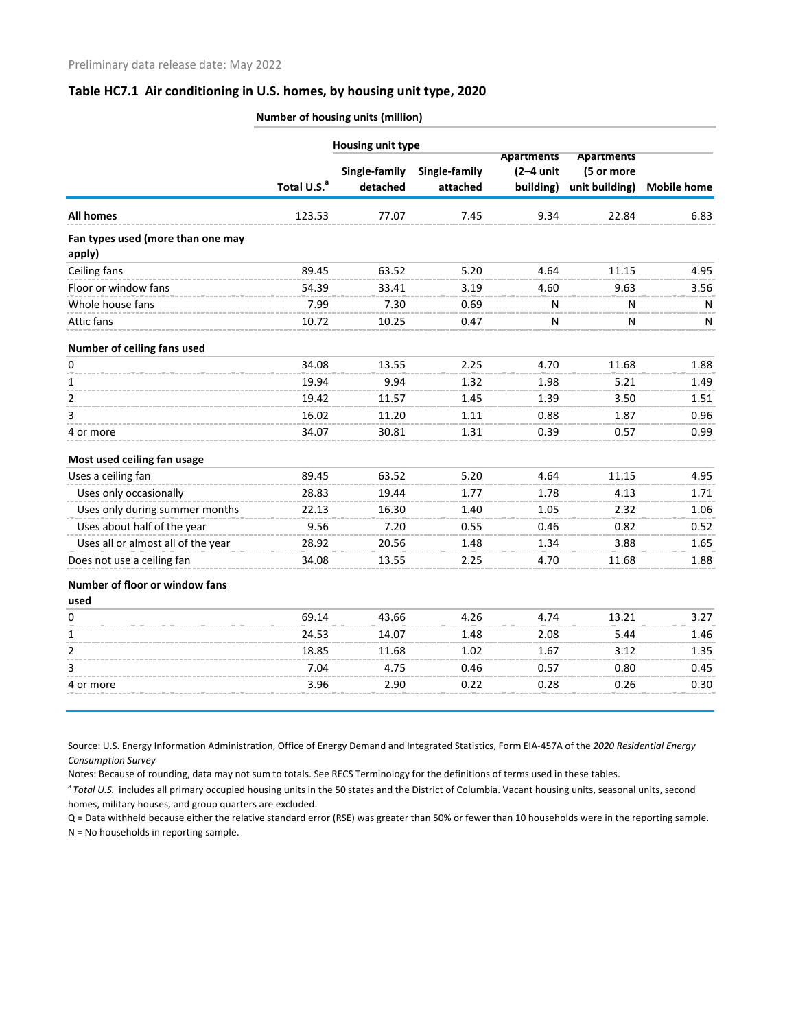Preliminary data release date: May 2022

## Table HC7.1 Air conditioning in U.S. homes, by housing unit type, 2020

**Number of housing units (million)**

| | Total U.S.[a] | Housing unit type: Single-family detached | Single-family attached | Apartments (2–4 unit building) | Apartments (5 or more unit building) | Mobile home |
|---|---|---|---|---|---|---|
| **All homes** | 123.53 | 77.07 | 7.45 | 9.34 | 22.84 | 6.83 |
| **Fan types used (more than one may apply)** | | | | | | |
| Ceiling fans | 89.45 | 63.52 | 5.20 | 4.64 | 11.15 | 4.95 |
| Floor or window fans | 54.39 | 33.41 | 3.19 | 4.60 | 9.63 | 3.56 |
| Whole house fans | 7.99 | 7.30 | 0.69 | N | N | N |
| Attic fans | 10.72 | 10.25 | 0.47 | N | N | N |
| **Number of ceiling fans used** | | | | | | |
| 0 | 34.08 | 13.55 | 2.25 | 4.70 | 11.68 | 1.88 |
| 1 | 19.94 | 9.94 | 1.32 | 1.98 | 5.21 | 1.49 |
| 2 | 19.42 | 11.57 | 1.45 | 1.39 | 3.50 | 1.51 |
| 3 | 16.02 | 11.20 | 1.11 | 0.88 | 1.87 | 0.96 |
| 4 or more | 34.07 | 30.81 | 1.31 | 0.39 | 0.57 | 0.99 |
| **Most used ceiling fan usage** | | | | | | |
| Uses a ceiling fan | 89.45 | 63.52 | 5.20 | 4.64 | 11.15 | 4.95 |
| Uses only occasionally | 28.83 | 19.44 | 1.77 | 1.78 | 4.13 | 1.71 |
| Uses only during summer months | 22.13 | 16.30 | 1.40 | 1.05 | 2.32 | 1.06 |
| Uses about half of the year | 9.56 | 7.20 | 0.55 | 0.46 | 0.82 | 0.52 |
| Uses all or almost all of the year | 28.92 | 20.56 | 1.48 | 1.34 | 3.88 | 1.65 |
| Does not use a ceiling fan | 34.08 | 13.55 | 2.25 | 4.70 | 11.68 | 1.88 |
| **Number of floor or window fans used** | | | | | | |
| 0 | 69.14 | 43.66 | 4.26 | 4.74 | 13.21 | 3.27 |
| 1 | 24.53 | 14.07 | 1.48 | 2.08 | 5.44 | 1.46 |
| 2 | 18.85 | 11.68 | 1.02 | 1.67 | 3.12 | 1.35 |
| 3 | 7.04 | 4.75 | 0.46 | 0.57 | 0.80 | 0.45 |
| 4 or more | 3.96 | 2.90 | 0.22 | 0.28 | 0.26 | 0.30 |

Source: U.S. Energy Information Administration, Office of Energy Demand and Integrated Statistics, Form EIA-457A of the *2020 Residential Energy Consumption Survey*

Notes: Because of rounding, data may not sum to totals. See RECS Terminology for the definitions of terms used in these tables.

[a] *Total U.S.* includes all primary occupied housing units in the 50 states and the District of Columbia. Vacant housing units, seasonal units, second homes, military houses, and group quarters are excluded.

Q = Data withheld because either the relative standard error (RSE) was greater than 50% or fewer than 10 households were in the reporting sample.

N = No households in reporting sample.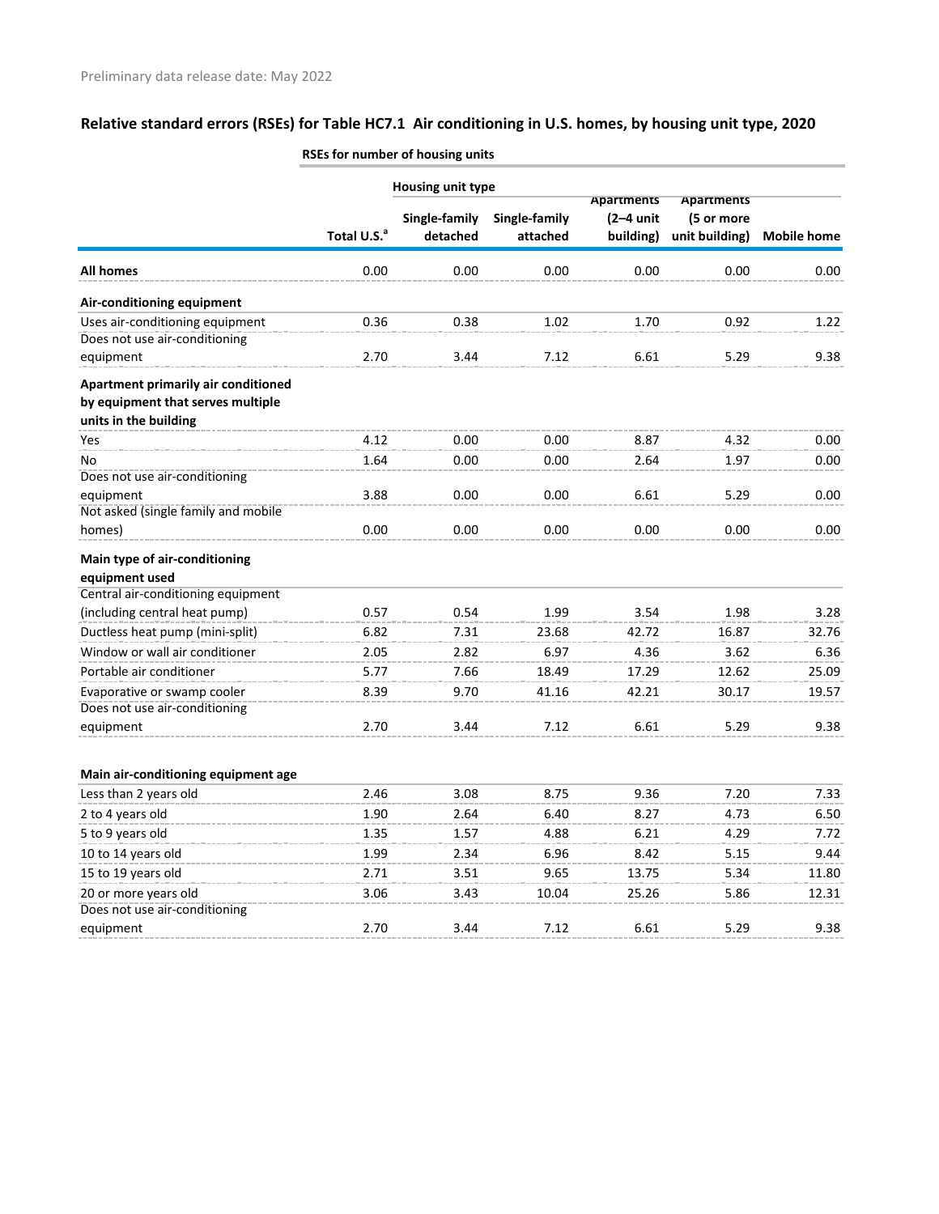Preliminary data release date: May 2022

## Relative standard errors (RSEs) for Table HC7.1 Air conditioning in U.S. homes, by housing unit type, 2020

| | RSEs for number of housing units | | | | | |
|---|---|---|---|---|---|---|
| | | Housing unit type | | | | |
| | Total U.S.[a] | Single-family detached | Single-family attached | Apartments (2–4 unit building) | Apartments (5 or more unit building) | Mobile home |
| **All homes** | 0.00 | 0.00 | 0.00 | 0.00 | 0.00 | 0.00 |
| **Air-conditioning equipment** | | | | | | |
| Uses air-conditioning equipment | 0.36 | 0.38 | 1.02 | 1.70 | 0.92 | 1.22 |
| Does not use air-conditioning equipment | 2.70 | 3.44 | 7.12 | 6.61 | 5.29 | 9.38 |
| **Apartment primarily air conditioned by equipment that serves multiple units in the building** | | | | | | |
| Yes | 4.12 | 0.00 | 0.00 | 8.87 | 4.32 | 0.00 |
| No | 1.64 | 0.00 | 0.00 | 2.64 | 1.97 | 0.00 |
| Does not use air-conditioning equipment | 3.88 | 0.00 | 0.00 | 6.61 | 5.29 | 0.00 |
| Not asked (single family and mobile homes) | 0.00 | 0.00 | 0.00 | 0.00 | 0.00 | 0.00 |
| **Main type of air-conditioning equipment used** | | | | | | |
| Central air-conditioning equipment (including central heat pump) | 0.57 | 0.54 | 1.99 | 3.54 | 1.98 | 3.28 |
| Ductless heat pump (mini-split) | 6.82 | 7.31 | 23.68 | 42.72 | 16.87 | 32.76 |
| Window or wall air conditioner | 2.05 | 2.82 | 6.97 | 4.36 | 3.62 | 6.36 |
| Portable air conditioner | 5.77 | 7.66 | 18.49 | 17.29 | 12.62 | 25.09 |
| Evaporative or swamp cooler | 8.39 | 9.70 | 41.16 | 42.21 | 30.17 | 19.57 |
| Does not use air-conditioning equipment | 2.70 | 3.44 | 7.12 | 6.61 | 5.29 | 9.38 |
| **Main air-conditioning equipment age** | | | | | | |
| Less than 2 years old | 2.46 | 3.08 | 8.75 | 9.36 | 7.20 | 7.33 |
| 2 to 4 years old | 1.90 | 2.64 | 6.40 | 8.27 | 4.73 | 6.50 |
| 5 to 9 years old | 1.35 | 1.57 | 4.88 | 6.21 | 4.29 | 7.72 |
| 10 to 14 years old | 1.99 | 2.34 | 6.96 | 8.42 | 5.15 | 9.44 |
| 15 to 19 years old | 2.71 | 3.51 | 9.65 | 13.75 | 5.34 | 11.80 |
| 20 or more years old | 3.06 | 3.43 | 10.04 | 25.26 | 5.86 | 12.31 |
| Does not use air-conditioning equipment | 2.70 | 3.44 | 7.12 | 6.61 | 5.29 | 9.38 |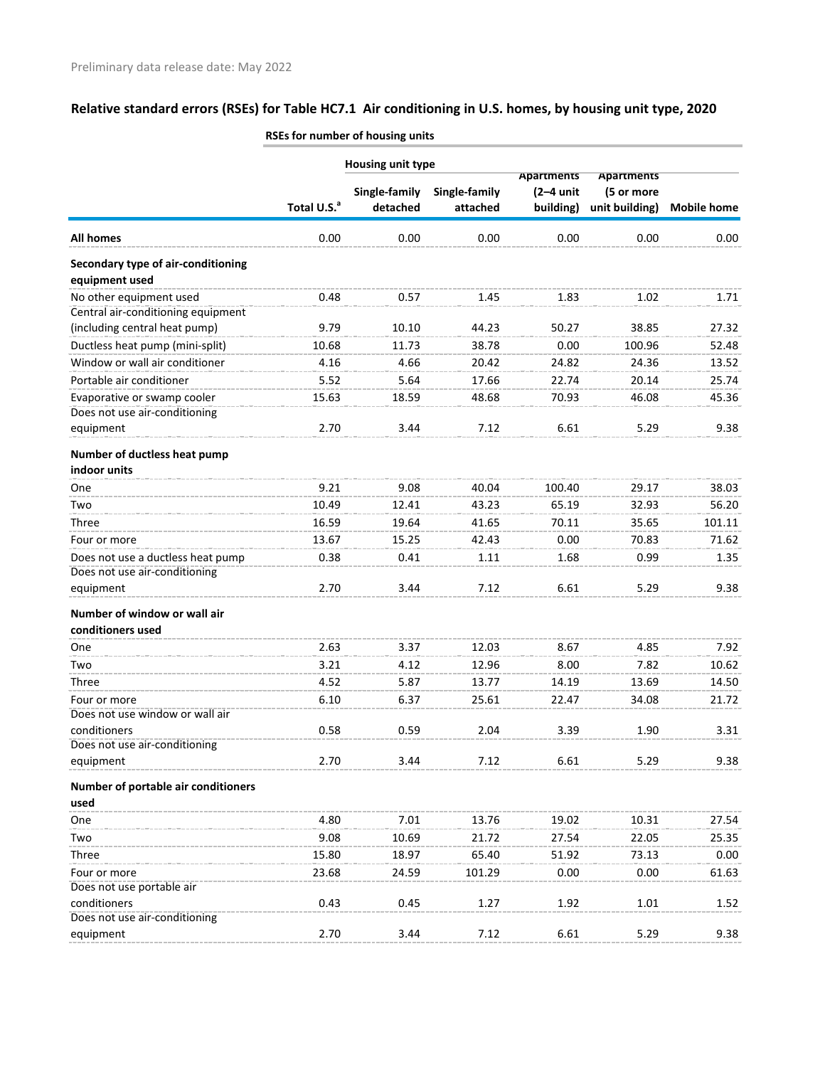Preliminary data release date: May 2022

## Relative standard errors (RSEs) for Table HC7.1 Air conditioning in U.S. homes, by housing unit type, 2020

| | RSEs for number of housing units | | | | | |
|---|---|---|---|---|---|---|
| | | Housing unit type | | | | |
| | Total U.S.[a] | Single-family detached | Single-family attached | Apartments (2–4 unit building) | Apartments (5 or more unit building) | Mobile home |
| **All homes** | 0.00 | 0.00 | 0.00 | 0.00 | 0.00 | 0.00 |
| **Secondary type of air-conditioning equipment used** | | | | | | |
| No other equipment used | 0.48 | 0.57 | 1.45 | 1.83 | 1.02 | 1.71 |
| Central air-conditioning equipment (including central heat pump) | 9.79 | 10.10 | 44.23 | 50.27 | 38.85 | 27.32 |
| Ductless heat pump (mini-split) | 10.68 | 11.73 | 38.78 | 0.00 | 100.96 | 52.48 |
| Window or wall air conditioner | 4.16 | 4.66 | 20.42 | 24.82 | 24.36 | 13.52 |
| Portable air conditioner | 5.52 | 5.64 | 17.66 | 22.74 | 20.14 | 25.74 |
| Evaporative or swamp cooler | 15.63 | 18.59 | 48.68 | 70.93 | 46.08 | 45.36 |
| Does not use air-conditioning equipment | 2.70 | 3.44 | 7.12 | 6.61 | 5.29 | 9.38 |
| **Number of ductless heat pump indoor units** | | | | | | |
| One | 9.21 | 9.08 | 40.04 | 100.40 | 29.17 | 38.03 |
| Two | 10.49 | 12.41 | 43.23 | 65.19 | 32.93 | 56.20 |
| Three | 16.59 | 19.64 | 41.65 | 70.11 | 35.65 | 101.11 |
| Four or more | 13.67 | 15.25 | 42.43 | 0.00 | 70.83 | 71.62 |
| Does not use a ductless heat pump | 0.38 | 0.41 | 1.11 | 1.68 | 0.99 | 1.35 |
| Does not use air-conditioning equipment | 2.70 | 3.44 | 7.12 | 6.61 | 5.29 | 9.38 |
| **Number of window or wall air conditioners used** | | | | | | |
| One | 2.63 | 3.37 | 12.03 | 8.67 | 4.85 | 7.92 |
| Two | 3.21 | 4.12 | 12.96 | 8.00 | 7.82 | 10.62 |
| Three | 4.52 | 5.87 | 13.77 | 14.19 | 13.69 | 14.50 |
| Four or more | 6.10 | 6.37 | 25.61 | 22.47 | 34.08 | 21.72 |
| Does not use window or wall air conditioners | 0.58 | 0.59 | 2.04 | 3.39 | 1.90 | 3.31 |
| Does not use air-conditioning equipment | 2.70 | 3.44 | 7.12 | 6.61 | 5.29 | 9.38 |
| **Number of portable air conditioners used** | | | | | | |
| One | 4.80 | 7.01 | 13.76 | 19.02 | 10.31 | 27.54 |
| Two | 9.08 | 10.69 | 21.72 | 27.54 | 22.05 | 25.35 |
| Three | 15.80 | 18.97 | 65.40 | 51.92 | 73.13 | 0.00 |
| Four or more | 23.68 | 24.59 | 101.29 | 0.00 | 0.00 | 61.63 |
| Does not use portable air conditioners | 0.43 | 0.45 | 1.27 | 1.92 | 1.01 | 1.52 |
| Does not use air-conditioning equipment | 2.70 | 3.44 | 7.12 | 6.61 | 5.29 | 9.38 |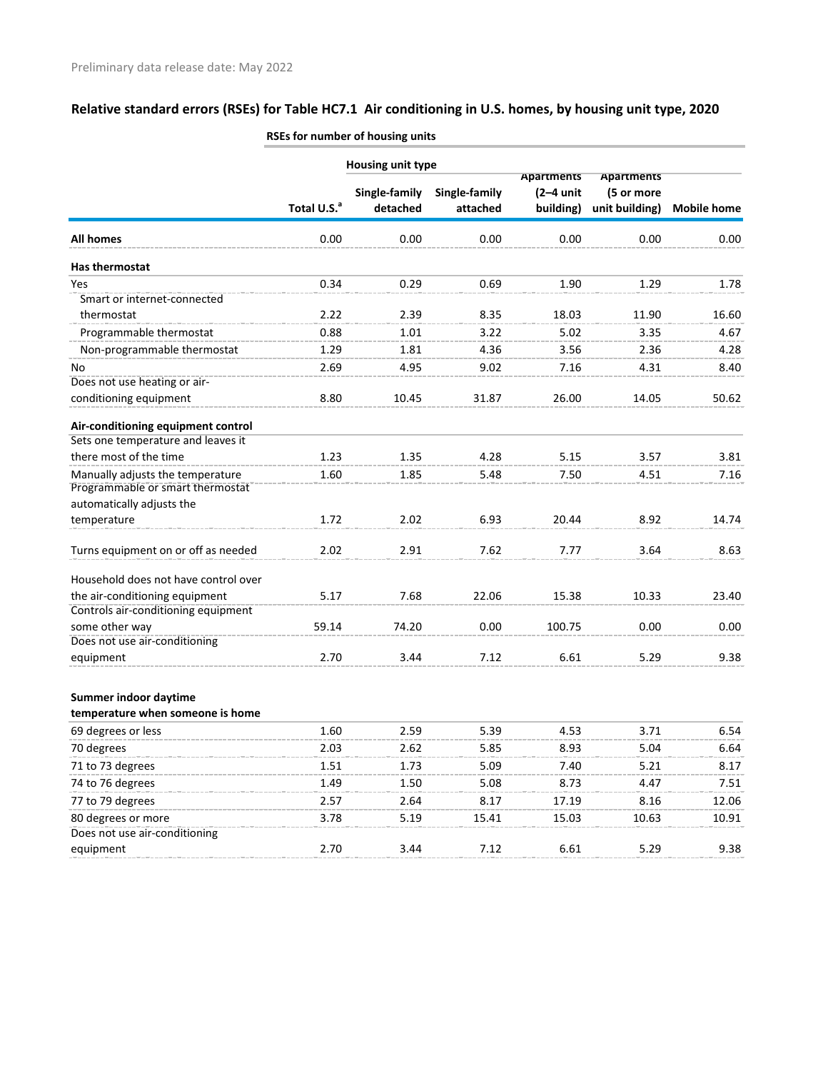Preliminary data release date: May 2022

## Relative standard errors (RSEs) for Table HC7.1 Air conditioning in U.S. homes, by housing unit type, 2020

| | RSEs for number of housing units | | | | | |
|---|---|---|---|---|---|---|
| | | Housing unit type | | | | |
| | Total U.S.[a] | Single-family detached | Single-family attached | Apartments (2–4 unit building) | Apartments (5 or more unit building) | Mobile home |
| **All homes** | 0.00 | 0.00 | 0.00 | 0.00 | 0.00 | 0.00 |
| **Has thermostat** | | | | | | |
| Yes | 0.34 | 0.29 | 0.69 | 1.90 | 1.29 | 1.78 |
| Smart or internet-connected thermostat | 2.22 | 2.39 | 8.35 | 18.03 | 11.90 | 16.60 |
| Programmable thermostat | 0.88 | 1.01 | 3.22 | 5.02 | 3.35 | 4.67 |
| Non-programmable thermostat | 1.29 | 1.81 | 4.36 | 3.56 | 2.36 | 4.28 |
| No | 2.69 | 4.95 | 9.02 | 7.16 | 4.31 | 8.40 |
| Does not use heating or air-conditioning equipment | 8.80 | 10.45 | 31.87 | 26.00 | 14.05 | 50.62 |
| **Air-conditioning equipment control** | | | | | | |
| Sets one temperature and leaves it there most of the time | 1.23 | 1.35 | 4.28 | 5.15 | 3.57 | 3.81 |
| Manually adjusts the temperature | 1.60 | 1.85 | 5.48 | 7.50 | 4.51 | 7.16 |
| Programmable or smart thermostat automatically adjusts the temperature | 1.72 | 2.02 | 6.93 | 20.44 | 8.92 | 14.74 |
| Turns equipment on or off as needed | 2.02 | 2.91 | 7.62 | 7.77 | 3.64 | 8.63 |
| Household does not have control over the air-conditioning equipment | 5.17 | 7.68 | 22.06 | 15.38 | 10.33 | 23.40 |
| Controls air-conditioning equipment some other way | 59.14 | 74.20 | 0.00 | 100.75 | 0.00 | 0.00 |
| Does not use air-conditioning equipment | 2.70 | 3.44 | 7.12 | 6.61 | 5.29 | 9.38 |
| **Summer indoor daytime temperature when someone is home** | | | | | | |
| 69 degrees or less | 1.60 | 2.59 | 5.39 | 4.53 | 3.71 | 6.54 |
| 70 degrees | 2.03 | 2.62 | 5.85 | 8.93 | 5.04 | 6.64 |
| 71 to 73 degrees | 1.51 | 1.73 | 5.09 | 7.40 | 5.21 | 8.17 |
| 74 to 76 degrees | 1.49 | 1.50 | 5.08 | 8.73 | 4.47 | 7.51 |
| 77 to 79 degrees | 2.57 | 2.64 | 8.17 | 17.19 | 8.16 | 12.06 |
| 80 degrees or more | 3.78 | 5.19 | 15.41 | 15.03 | 10.63 | 10.91 |
| Does not use air-conditioning equipment | 2.70 | 3.44 | 7.12 | 6.61 | 5.29 | 9.38 |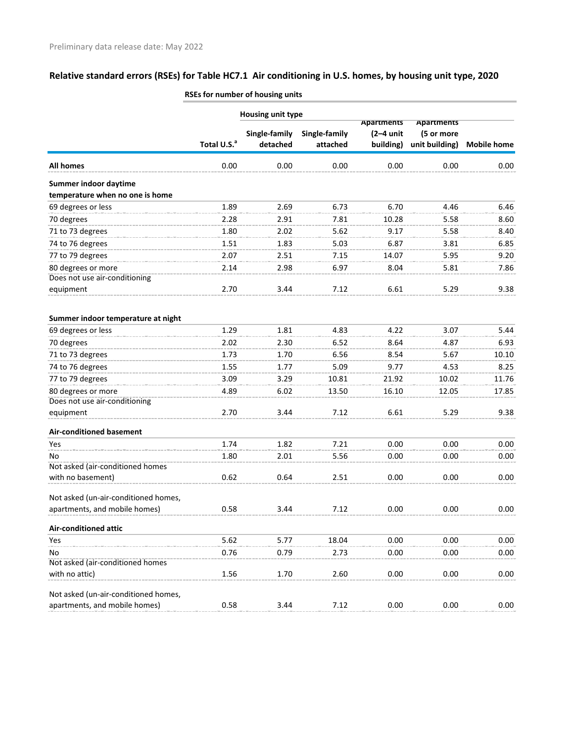Preliminary data release date: May 2022

## Relative standard errors (RSEs) for Table HC7.1 Air conditioning in U.S. homes, by housing unit type, 2020

| | RSEs for number of housing units | | | | | |
|---|---|---|---|---|---|---|
| | | Housing unit type | | | | |
| | Total U.S.[a] | Single-family detached | Single-family attached | Apartments (2–4 unit building) | Apartments (5 or more unit building) | Mobile home |
| **All homes** | 0.00 | 0.00 | 0.00 | 0.00 | 0.00 | 0.00 |
| **Summer indoor daytime temperature when no one is home** | | | | | | |
| 69 degrees or less | 1.89 | 2.69 | 6.73 | 6.70 | 4.46 | 6.46 |
| 70 degrees | 2.28 | 2.91 | 7.81 | 10.28 | 5.58 | 8.60 |
| 71 to 73 degrees | 1.80 | 2.02 | 5.62 | 9.17 | 5.58 | 8.40 |
| 74 to 76 degrees | 1.51 | 1.83 | 5.03 | 6.87 | 3.81 | 6.85 |
| 77 to 79 degrees | 2.07 | 2.51 | 7.15 | 14.07 | 5.95 | 9.20 |
| 80 degrees or more | 2.14 | 2.98 | 6.97 | 8.04 | 5.81 | 7.86 |
| Does not use air-conditioning equipment | 2.70 | 3.44 | 7.12 | 6.61 | 5.29 | 9.38 |
| **Summer indoor temperature at night** | | | | | | |
| 69 degrees or less | 1.29 | 1.81 | 4.83 | 4.22 | 3.07 | 5.44 |
| 70 degrees | 2.02 | 2.30 | 6.52 | 8.64 | 4.87 | 6.93 |
| 71 to 73 degrees | 1.73 | 1.70 | 6.56 | 8.54 | 5.67 | 10.10 |
| 74 to 76 degrees | 1.55 | 1.77 | 5.09 | 9.77 | 4.53 | 8.25 |
| 77 to 79 degrees | 3.09 | 3.29 | 10.81 | 21.92 | 10.02 | 11.76 |
| 80 degrees or more | 4.89 | 6.02 | 13.50 | 16.10 | 12.05 | 17.85 |
| Does not use air-conditioning equipment | 2.70 | 3.44 | 7.12 | 6.61 | 5.29 | 9.38 |
| **Air-conditioned basement** | | | | | | |
| Yes | 1.74 | 1.82 | 7.21 | 0.00 | 0.00 | 0.00 |
| No | 1.80 | 2.01 | 5.56 | 0.00 | 0.00 | 0.00 |
| Not asked (air-conditioned homes with no basement) | 0.62 | 0.64 | 2.51 | 0.00 | 0.00 | 0.00 |
| Not asked (un-air-conditioned homes, apartments, and mobile homes) | 0.58 | 3.44 | 7.12 | 0.00 | 0.00 | 0.00 |
| **Air-conditioned attic** | | | | | | |
| Yes | 5.62 | 5.77 | 18.04 | 0.00 | 0.00 | 0.00 |
| No | 0.76 | 0.79 | 2.73 | 0.00 | 0.00 | 0.00 |
| Not asked (air-conditioned homes with no attic) | 1.56 | 1.70 | 2.60 | 0.00 | 0.00 | 0.00 |
| Not asked (un-air-conditioned homes, apartments, and mobile homes) | 0.58 | 3.44 | 7.12 | 0.00 | 0.00 | 0.00 |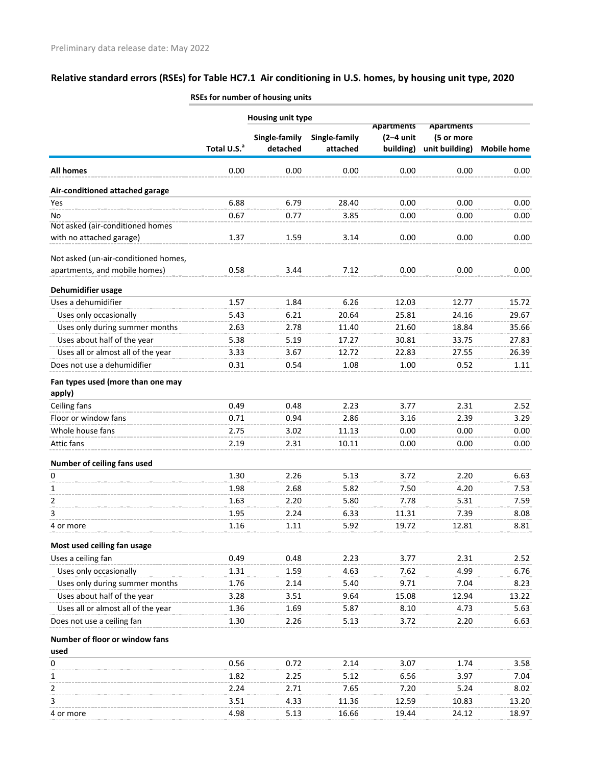Preliminary data release date: May 2022

## Relative standard errors (RSEs) for Table HC7.1 Air conditioning in U.S. homes, by housing unit type, 2020

| | RSEs for number of housing units | | | | | |
|---|---|---|---|---|---|---|
| | | Housing unit type | | | | |
| | Total U.S.[a] | Single-family detached | Single-family attached | Apartments (2–4 unit building) | Apartments (5 or more unit building) | Mobile home |
| **All homes** | 0.00 | 0.00 | 0.00 | 0.00 | 0.00 | 0.00 |
| **Air-conditioned attached garage** | | | | | | |
| Yes | 6.88 | 6.79 | 28.40 | 0.00 | 0.00 | 0.00 |
| No | 0.67 | 0.77 | 3.85 | 0.00 | 0.00 | 0.00 |
| Not asked (air-conditioned homes with no attached garage) | 1.37 | 1.59 | 3.14 | 0.00 | 0.00 | 0.00 |
| Not asked (un-air-conditioned homes, apartments, and mobile homes) | 0.58 | 3.44 | 7.12 | 0.00 | 0.00 | 0.00 |
| **Dehumidifier usage** | | | | | | |
| Uses a dehumidifier | 1.57 | 1.84 | 6.26 | 12.03 | 12.77 | 15.72 |
| Uses only occasionally | 5.43 | 6.21 | 20.64 | 25.81 | 24.16 | 29.67 |
| Uses only during summer months | 2.63 | 2.78 | 11.40 | 21.60 | 18.84 | 35.66 |
| Uses about half of the year | 5.38 | 5.19 | 17.27 | 30.81 | 33.75 | 27.83 |
| Uses all or almost all of the year | 3.33 | 3.67 | 12.72 | 22.83 | 27.55 | 26.39 |
| Does not use a dehumidifier | 0.31 | 0.54 | 1.08 | 1.00 | 0.52 | 1.11 |
| **Fan types used (more than one may apply)** | | | | | | |
| Ceiling fans | 0.49 | 0.48 | 2.23 | 3.77 | 2.31 | 2.52 |
| Floor or window fans | 0.71 | 0.94 | 2.86 | 3.16 | 2.39 | 3.29 |
| Whole house fans | 2.75 | 3.02 | 11.13 | 0.00 | 0.00 | 0.00 |
| Attic fans | 2.19 | 2.31 | 10.11 | 0.00 | 0.00 | 0.00 |
| **Number of ceiling fans used** | | | | | | |
| 0 | 1.30 | 2.26 | 5.13 | 3.72 | 2.20 | 6.63 |
| 1 | 1.98 | 2.68 | 5.82 | 7.50 | 4.20 | 7.53 |
| 2 | 1.63 | 2.20 | 5.80 | 7.78 | 5.31 | 7.59 |
| 3 | 1.95 | 2.24 | 6.33 | 11.31 | 7.39 | 8.08 |
| 4 or more | 1.16 | 1.11 | 5.92 | 19.72 | 12.81 | 8.81 |
| **Most used ceiling fan usage** | | | | | | |
| Uses a ceiling fan | 0.49 | 0.48 | 2.23 | 3.77 | 2.31 | 2.52 |
| Uses only occasionally | 1.31 | 1.59 | 4.63 | 7.62 | 4.99 | 6.76 |
| Uses only during summer months | 1.76 | 2.14 | 5.40 | 9.71 | 7.04 | 8.23 |
| Uses about half of the year | 3.28 | 3.51 | 9.64 | 15.08 | 12.94 | 13.22 |
| Uses all or almost all of the year | 1.36 | 1.69 | 5.87 | 8.10 | 4.73 | 5.63 |
| Does not use a ceiling fan | 1.30 | 2.26 | 5.13 | 3.72 | 2.20 | 6.63 |
| **Number of floor or window fans used** | | | | | | |
| 0 | 0.56 | 0.72 | 2.14 | 3.07 | 1.74 | 3.58 |
| 1 | 1.82 | 2.25 | 5.12 | 6.56 | 3.97 | 7.04 |
| 2 | 2.24 | 2.71 | 7.65 | 7.20 | 5.24 | 8.02 |
| 3 | 3.51 | 4.33 | 11.36 | 12.59 | 10.83 | 13.20 |
| 4 or more | 4.98 | 5.13 | 16.66 | 19.44 | 24.12 | 18.97 |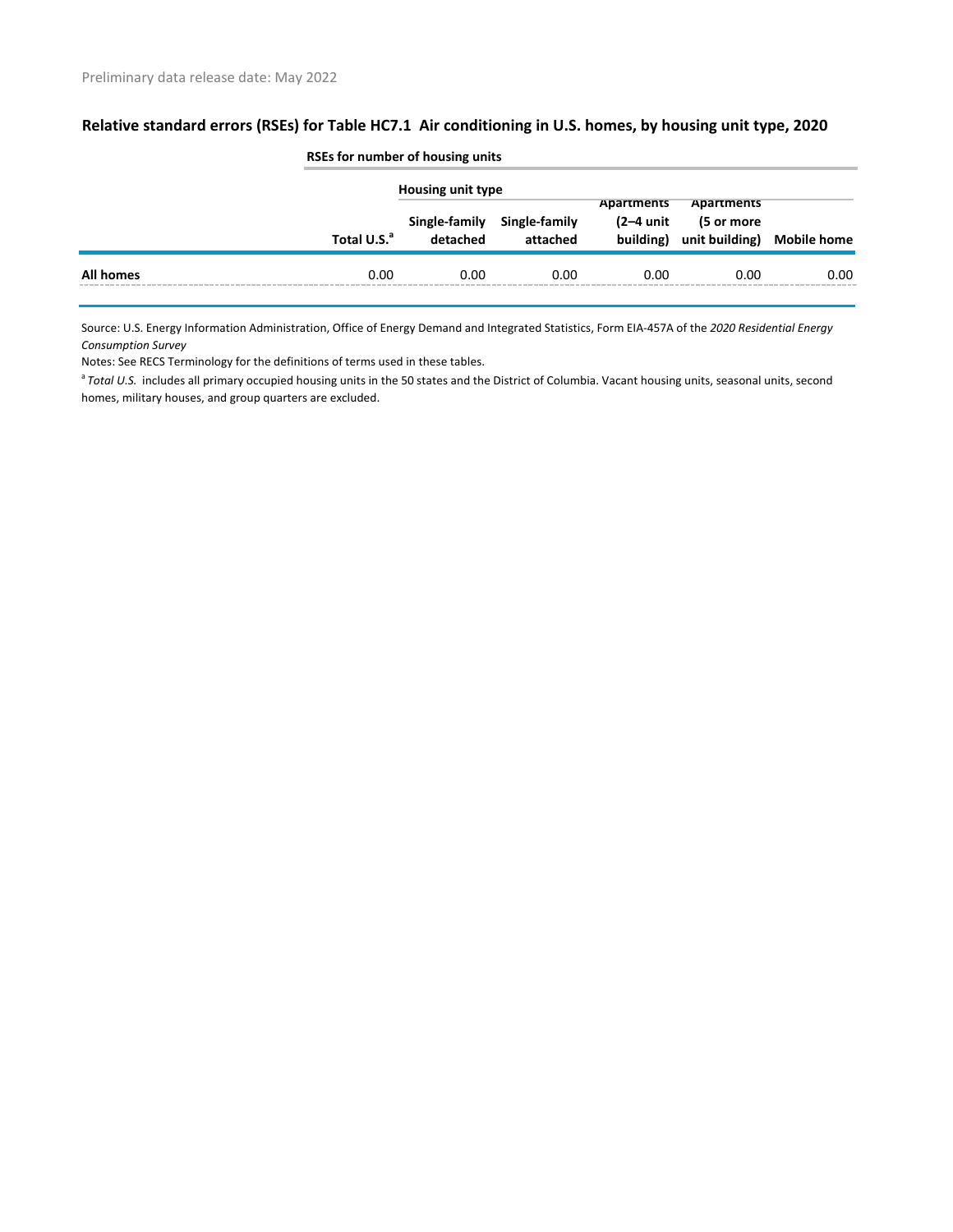Preliminary data release date: May 2022

## Relative standard errors (RSEs) for Table HC7.1 Air conditioning in U.S. homes, by housing unit type, 2020

| | RSEs for number of housing units | | | | | |
|---|---|---|---|---|---|---|
| | | Housing unit type | | | | |
| | Total U.S.[a] | Single-family detached | Single-family attached | Apartments (2–4 unit building) | Apartments (5 or more unit building) | Mobile home |
| **All homes** | 0.00 | 0.00 | 0.00 | 0.00 | 0.00 | 0.00 |

Source: U.S. Energy Information Administration, Office of Energy Demand and Integrated Statistics, Form EIA-457A of the *2020 Residential Energy Consumption Survey*

Notes: See RECS Terminology for the definitions of terms used in these tables.

[a] *Total U.S.* includes all primary occupied housing units in the 50 states and the District of Columbia. Vacant housing units, seasonal units, second homes, military houses, and group quarters are excluded.